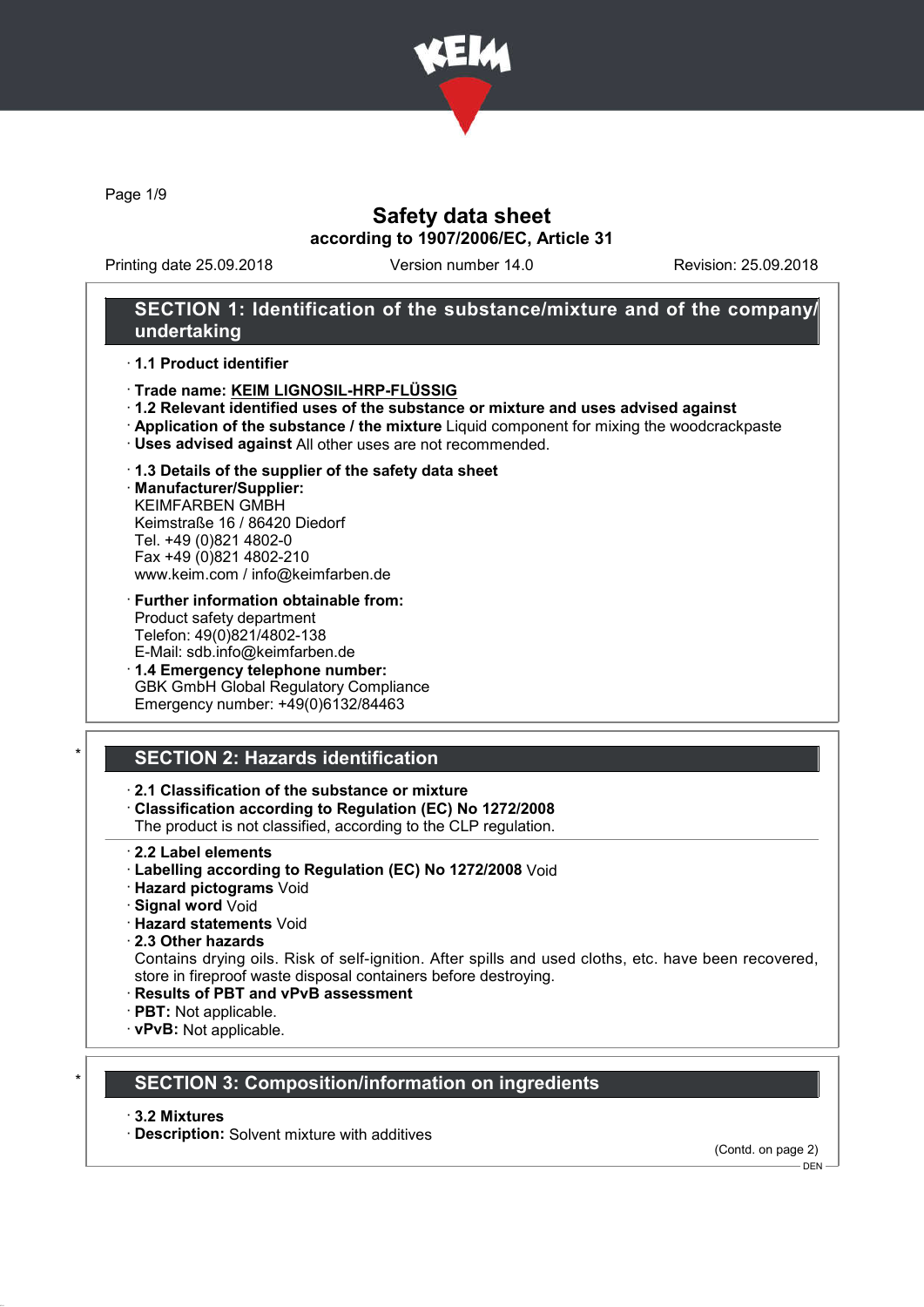# Safety data sheet

**according to 1907/2006/EC, Article 31**

Printing date 25.09.2018 Version number 14.0 Revision: 25.09.2018

## SECTION 1: Identification of the substance/mixture and of the company/undertaking

- **1.1 Product identifier**
- **Trade name: KEIM LIGNOSIL-HRP-FLÜSSIG**
- **1.2 Relevant identified uses of the substance or mixture and uses advised against**
- **Application of the substance / the mixture** Liquid component for mixing the woodcrackpaste
- **Uses advised against** All other uses are not recommended.
- **1.3 Details of the supplier of the safety data sheet**
- **Manufacturer/Supplier:**
  KEIMFARBEN GMBH
  Keimstraße 16 / 86420 Diedorf
  Tel. +49 (0)821 4802-0
  Fax +49 (0)821 4802-210
  www.keim.com / info@keimfarben.de
- **Further information obtainable from:**
  Product safety department
  Telefon: 49(0)821/4802-138
  E-Mail: sdb.info@keimfarben.de
- **1.4 Emergency telephone number:**
  GBK GmbH Global Regulatory Compliance
  Emergency number: +49(0)6132/84463

## * SECTION 2: Hazards identification

- **2.1 Classification of the substance or mixture**
- **Classification according to Regulation (EC) No 1272/2008**
  The product is not classified, according to the CLP regulation.
- **2.2 Label elements**
- **Labelling according to Regulation (EC) No 1272/2008** Void
- **Hazard pictograms** Void
- **Signal word** Void
- **Hazard statements** Void
- **2.3 Other hazards**
  Contains drying oils. Risk of self-ignition. After spills and used cloths, etc. have been recovered, store in fireproof waste disposal containers before destroying.
- **Results of PBT and vPvB assessment**
- **PBT:** Not applicable.
- **vPvB:** Not applicable.

## * SECTION 3: Composition/information on ingredients

- **3.2 Mixtures**
- **Description:** Solvent mixture with additives

(Contd. on page 2)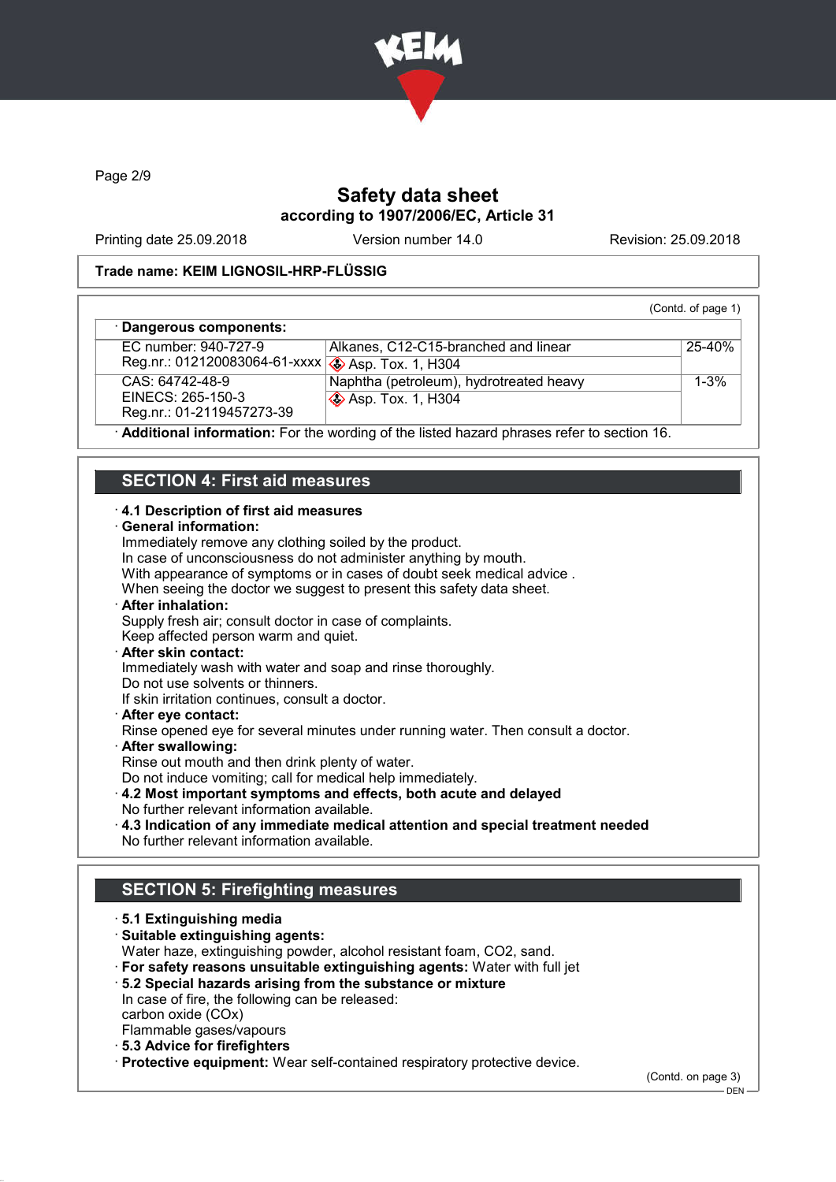# Safety data sheet
## according to 1907/2006/EC, Article 31

Printing date 25.09.2018 Version number 14.0 Revision: 25.09.2018

**Trade name: KEIM LIGNOSIL-HRP-FLÜSSIG**

(Contd. of page 1)

· **Dangerous components:**

| | | |
|---|---|---|
| EC number: 940-727-9<br>Reg.nr.: 012120083064-61-xxxx | Alkanes, C12-C15-branched and linear<br>Asp. Tox. 1, H304 | 25-40% |
| CAS: 64742-48-9<br>EINECS: 265-150-3<br>Reg.nr.: 01-2119457273-39 | Naphtha (petroleum), hydrotreated heavy<br>Asp. Tox. 1, H304 | 1-3% |

· **Additional information:** For the wording of the listed hazard phrases refer to section 16.

## SECTION 4: First aid measures

· **4.1 Description of first aid measures**

· **General information:**
Immediately remove any clothing soiled by the product.
In case of unconsciousness do not administer anything by mouth.
With appearance of symptoms or in cases of doubt seek medical advice .
When seeing the doctor we suggest to present this safety data sheet.

· **After inhalation:**
Supply fresh air; consult doctor in case of complaints.
Keep affected person warm and quiet.

· **After skin contact:**
Immediately wash with water and soap and rinse thoroughly.
Do not use solvents or thinners.
If skin irritation continues, consult a doctor.

· **After eye contact:**
Rinse opened eye for several minutes under running water. Then consult a doctor.

· **After swallowing:**
Rinse out mouth and then drink plenty of water.
Do not induce vomiting; call for medical help immediately.

· **4.2 Most important symptoms and effects, both acute and delayed**
No further relevant information available.

· **4.3 Indication of any immediate medical attention and special treatment needed**
No further relevant information available.

## SECTION 5: Firefighting measures

· **5.1 Extinguishing media**

· **Suitable extinguishing agents:**
Water haze, extinguishing powder, alcohol resistant foam, $CO_2$, sand.

· **For safety reasons unsuitable extinguishing agents:** Water with full jet

· **5.2 Special hazards arising from the substance or mixture**
In case of fire, the following can be released:
carbon oxide (COx)
Flammable gases/vapours

· **5.3 Advice for firefighters**

· **Protective equipment:** Wear self-contained respiratory protective device.

(Contd. on page 3)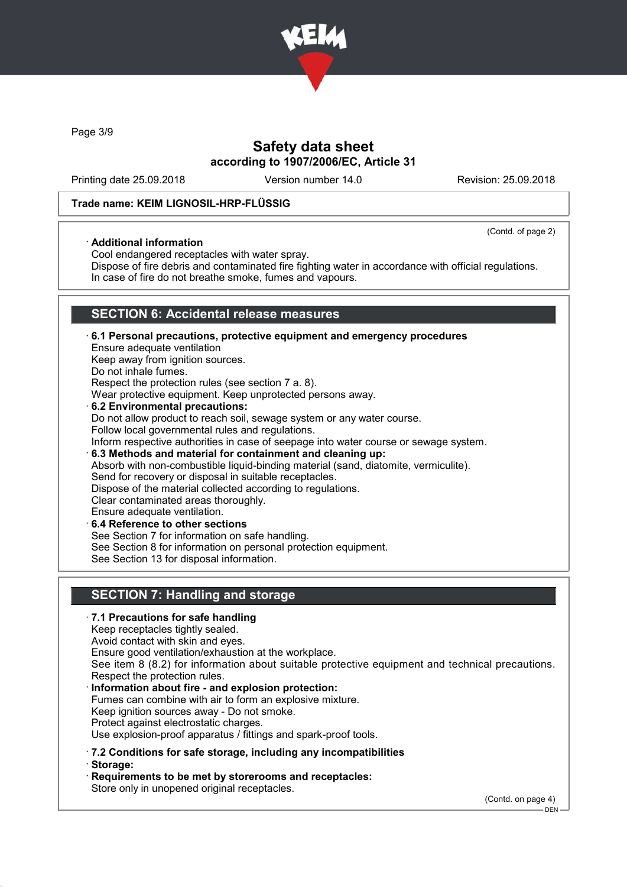Safety data sheet
according to 1907/2006/EC, Article 31

Printing date 25.09.2018 | Version number 14.0 | Revision: 25.09.2018

**Trade name: KEIM LIGNOSIL-HRP-FLÜSSIG**

(Contd. of page 2)

· **Additional information**
Cool endangered receptacles with water spray.
Dispose of fire debris and contaminated fire fighting water in accordance with official regulations.
In case of fire do not breathe smoke, fumes and vapours.

## SECTION 6: Accidental release measures

· **6.1 Personal precautions, protective equipment and emergency procedures**
Ensure adequate ventilation
Keep away from ignition sources.
Do not inhale fumes.
Respect the protection rules (see section 7 a. 8).
Wear protective equipment. Keep unprotected persons away.

· **6.2 Environmental precautions:**
Do not allow product to reach soil, sewage system or any water course.
Follow local governmental rules and regulations.
Inform respective authorities in case of seepage into water course or sewage system.

· **6.3 Methods and material for containment and cleaning up:**
Absorb with non-combustible liquid-binding material (sand, diatomite, vermiculite).
Send for recovery or disposal in suitable receptacles.
Dispose of the material collected according to regulations.
Clear contaminated areas thoroughly.
Ensure adequate ventilation.

· **6.4 Reference to other sections**
See Section 7 for information on safe handling.
See Section 8 for information on personal protection equipment.
See Section 13 for disposal information.

## SECTION 7: Handling and storage

· **7.1 Precautions for safe handling**
Keep receptacles tightly sealed.
Avoid contact with skin and eyes.
Ensure good ventilation/exhaustion at the workplace.
See item 8 (8.2) for information about suitable protective equipment and technical precautions.
Respect the protection rules.

· **Information about fire - and explosion protection:**
Fumes can combine with air to form an explosive mixture.
Keep ignition sources away - Do not smoke.
Protect against electrostatic charges.
Use explosion-proof apparatus / fittings and spark-proof tools.

· **7.2 Conditions for safe storage, including any incompatibilities**
· **Storage:**
· **Requirements to be met by storerooms and receptacles:**
Store only in unopened original receptacles.

(Contd. on page 4)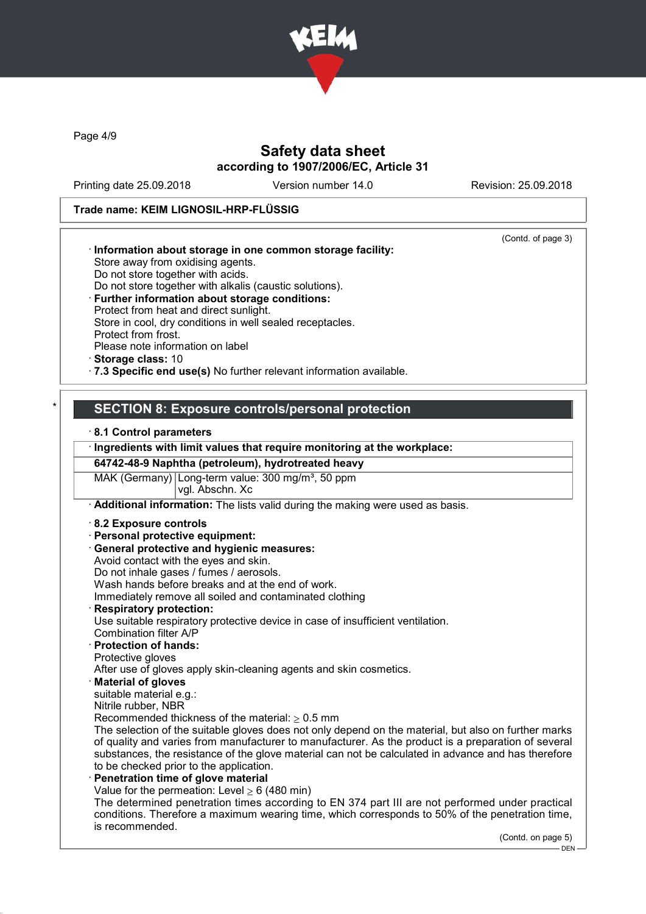**Trade name: KEIM LIGNOSIL-HRP-FLÜSSIG**

(Contd. of page 3)

· **Information about storage in one common storage facility:**
Store away from oxidising agents.
Do not store together with acids.
Do not store together with alkalis (caustic solutions).
· **Further information about storage conditions:**
Protect from heat and direct sunlight.
Store in cool, dry conditions in well sealed receptacles.
Protect from frost.
Please note information on label
· **Storage class:** 10
· **7.3 Specific end use(s)** No further relevant information available.

## SECTION 8: Exposure controls/personal protection

· **8.1 Control parameters**

| · **Ingredients with limit values that require monitoring at the workplace:** | |
|---|---|
| **64742-48-9 Naphtha (petroleum), hydrotreated heavy** | |
| MAK (Germany) | Long-term value: 300 mg/m³, 50 ppm<br>vgl. Abschn. Xc |

· **Additional information:** The lists valid during the making were used as basis.

· **8.2 Exposure controls**
· **Personal protective equipment:**
· **General protective and hygienic measures:**
Avoid contact with the eyes and skin.
Do not inhale gases / fumes / aerosols.
Wash hands before breaks and at the end of work.
Immediately remove all soiled and contaminated clothing
· **Respiratory protection:**
Use suitable respiratory protective device in case of insufficient ventilation.
Combination filter A/P
· **Protection of hands:**
Protective gloves
After use of gloves apply skin-cleaning agents and skin cosmetics.
· **Material of gloves**
suitable material e.g.:
Nitrile rubber, NBR
Recommended thickness of the material: $\geq$ 0.5 mm
The selection of the suitable gloves does not only depend on the material, but also on further marks of quality and varies from manufacturer to manufacturer. As the product is a preparation of several substances, the resistance of the glove material can not be calculated in advance and has therefore to be checked prior to the application.
· **Penetration time of glove material**
Value for the permeation: Level $\geq$ 6 (480 min)
The determined penetration times according to EN 374 part III are not performed under practical conditions. Therefore a maximum wearing time, which corresponds to 50% of the penetration time, is recommended.

(Contd. on page 5)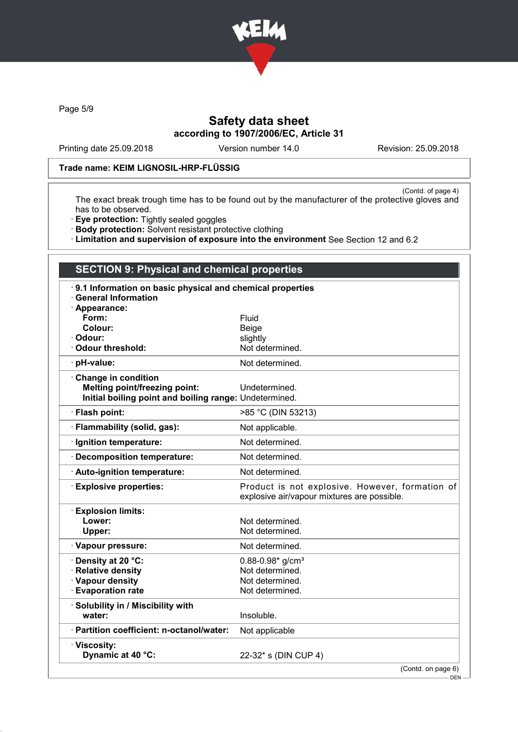Trade name: **KEIM LIGNOSIL-HRP-FLÜSSIG**

(Contd. of page 4)

The exact break trough time has to be found out by the manufacturer of the protective gloves and has to be observed.

- **Eye protection:** Tightly sealed goggles
- **Body protection:** Solvent resistant protective clothing
- **Limitation and supervision of exposure into the environment** See Section 12 and 6.2

## SECTION 9: Physical and chemical properties

- **9.1 Information on basic physical and chemical properties**
- **General Information**

| | |
|---|---|
| **Appearance:** | |
| **Form:** | Fluid |
| **Colour:** | Beige |
| **Odour:** | slightly |
| **Odour threshold:** | Not determined. |
| **pH-value:** | Not determined. |
| **Change in condition** | |
| **Melting point/freezing point:** | Undetermined. |
| **Initial boiling point and boiling range:** | Undetermined. |
| **Flash point:** | >85 °C (DIN 53213) |
| **Flammability (solid, gas):** | Not applicable. |
| **Ignition temperature:** | Not determined. |
| **Decomposition temperature:** | Not determined. |
| **Auto-ignition temperature:** | Not determined. |
| **Explosive properties:** | Product is not explosive. However, formation of explosive air/vapour mixtures are possible. |
| **Explosion limits:** | |
| **Lower:** | Not determined. |
| **Upper:** | Not determined. |
| **Vapour pressure:** | Not determined. |
| **Density at 20 °C:** | 0.88-0.98* g/cm³ |
| **Relative density** | Not determined. |
| **Vapour density** | Not determined. |
| **Evaporation rate** | Not determined. |
| **Solubility in / Miscibility with water:** | Insoluble. |
| **Partition coefficient: n-octanol/water:** | Not applicable |
| **Viscosity:** | |
| **Dynamic at 40 °C:** | 22-32* s (DIN CUP 4) |

(Contd. on page 6)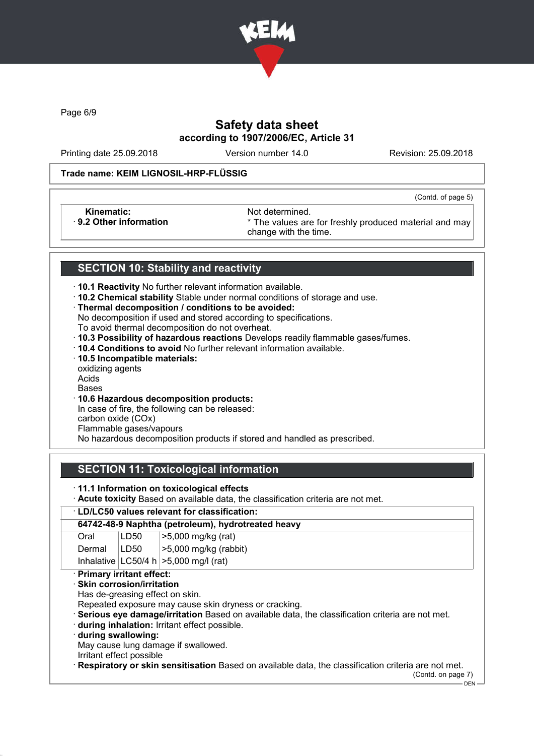Page 6/9

# Safety data sheet
## according to 1907/2006/EC, Article 31

Printing date 25.09.2018 Version number 14.0 Revision: 25.09.2018

**Trade name: KEIM LIGNOSIL-HRP-FLÜSSIG**

(Contd. of page 5)

| | |
|---|---|
| **Kinematic:** | Not determined. |
| · **9.2 Other information** | * The values are for freshly produced material and may change with the time. |

## SECTION 10: Stability and reactivity

· **10.1 Reactivity** No further relevant information available.
· **10.2 Chemical stability** Stable under normal conditions of storage and use.
· **Thermal decomposition / conditions to be avoided:**
No decomposition if used and stored according to specifications.
To avoid thermal decomposition do not overheat.
· **10.3 Possibility of hazardous reactions** Develops readily flammable gases/fumes.
· **10.4 Conditions to avoid** No further relevant information available.
· **10.5 Incompatible materials:**
oxidizing agents
Acids
Bases
· **10.6 Hazardous decomposition products:**
In case of fire, the following can be released:
carbon oxide (COx)
Flammable gases/vapours
No hazardous decomposition products if stored and handled as prescribed.

## SECTION 11: Toxicological information

· **11.1 Information on toxicological effects**
· **Acute toxicity** Based on available data, the classification criteria are not met.

· **LD/LC50 values relevant for classification:**

| **64742-48-9 Naphtha (petroleum), hydrotreated heavy** | | |
|---|---|---|
| Oral | LD50 | >5,000 mg/kg (rat) |
| Dermal | LD50 | >5,000 mg/kg (rabbit) |
| Inhalative | LC50/4 h | >5,000 mg/l (rat) |

· **Primary irritant effect:**
· **Skin corrosion/irritation**
Has de-greasing effect on skin.
Repeated exposure may cause skin dryness or cracking.
· **Serious eye damage/irritation** Based on available data, the classification criteria are not met.
· **during inhalation:** Irritant effect possible.
· **during swallowing:**
May cause lung damage if swallowed.
Irritant effect possible
· **Respiratory or skin sensitisation** Based on available data, the classification criteria are not met.

(Contd. on page 7)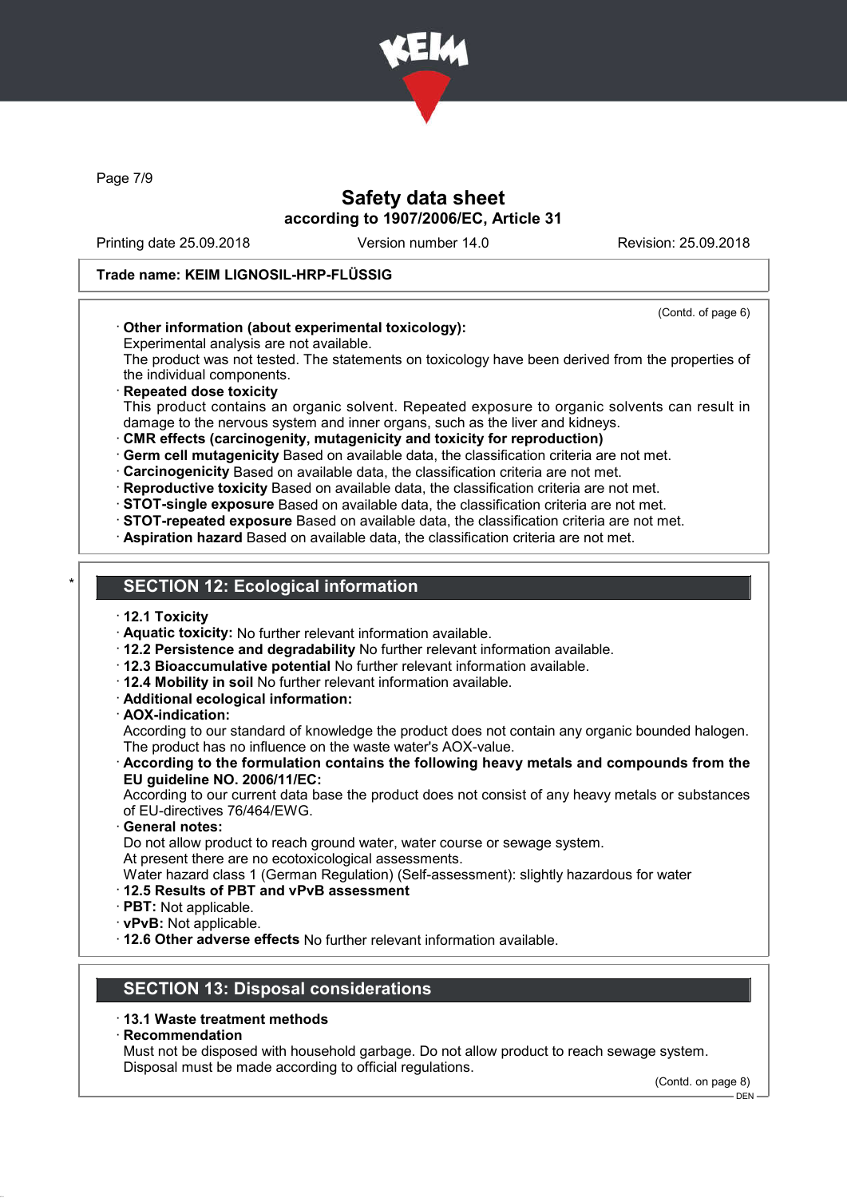**Trade name: KEIM LIGNOSIL-HRP-FLÜSSIG**

(Contd. of page 6)

· **Other information (about experimental toxicology):**
Experimental analysis are not available.
The product was not tested. The statements on toxicology have been derived from the properties of the individual components.
· **Repeated dose toxicity**
This product contains an organic solvent. Repeated exposure to organic solvents can result in damage to the nervous system and inner organs, such as the liver and kidneys.
· **CMR effects (carcinogenity, mutagenicity and toxicity for reproduction)**
· **Germ cell mutagenicity** Based on available data, the classification criteria are not met.
· **Carcinogenicity** Based on available data, the classification criteria are not met.
· **Reproductive toxicity** Based on available data, the classification criteria are not met.
· **STOT-single exposure** Based on available data, the classification criteria are not met.
· **STOT-repeated exposure** Based on available data, the classification criteria are not met.
· **Aspiration hazard** Based on available data, the classification criteria are not met.

## * SECTION 12: Ecological information

· **12.1 Toxicity**
· **Aquatic toxicity:** No further relevant information available.
· **12.2 Persistence and degradability** No further relevant information available.
· **12.3 Bioaccumulative potential** No further relevant information available.
· **12.4 Mobility in soil** No further relevant information available.
· **Additional ecological information:**
· **AOX-indication:**
According to our standard of knowledge the product does not contain any organic bounded halogen. The product has no influence on the waste water's AOX-value.
· **According to the formulation contains the following heavy metals and compounds from the EU guideline NO. 2006/11/EC:**
According to our current data base the product does not consist of any heavy metals or substances of EU-directives 76/464/EWG.
· **General notes:**
Do not allow product to reach ground water, water course or sewage system.
At present there are no ecotoxicological assessments.
Water hazard class 1 (German Regulation) (Self-assessment): slightly hazardous for water
· **12.5 Results of PBT and vPvB assessment**
· **PBT:** Not applicable.
· **vPvB:** Not applicable.
· **12.6 Other adverse effects** No further relevant information available.

## SECTION 13: Disposal considerations

· **13.1 Waste treatment methods**
· **Recommendation**
Must not be disposed with household garbage. Do not allow product to reach sewage system.
Disposal must be made according to official regulations.

(Contd. on page 8)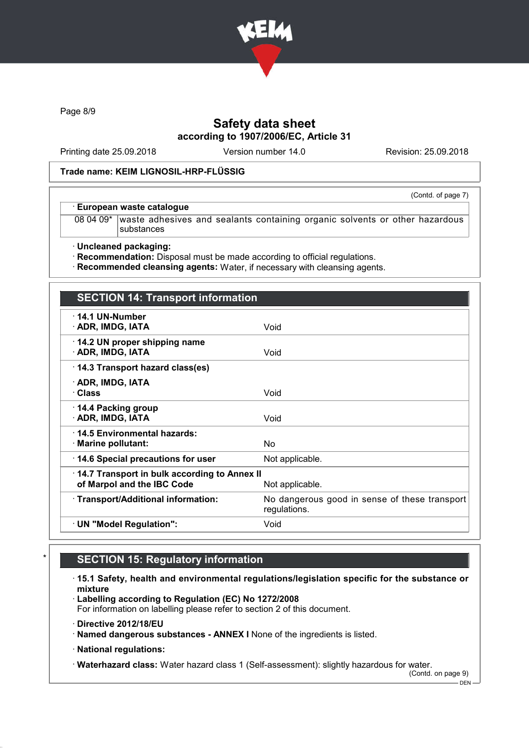Trade name: KEIM LIGNOSIL-HRP-FLÜSSIG

(Contd. of page 7)

| · European waste catalogue | |
|---|---|
| 08 04 09* | waste adhesives and sealants containing organic solvents or other hazardous substances |

· **Uncleaned packaging:**
· **Recommendation:** Disposal must be made according to official regulations.
· **Recommended cleansing agents:** Water, if necessary with cleansing agents.

## SECTION 14: Transport information

| | |
|---|---|
| · **14.1 UN-Number** | |
| · **ADR, IMDG, IATA** | Void |
| · **14.2 UN proper shipping name** | |
| · **ADR, IMDG, IATA** | Void |
| · **14.3 Transport hazard class(es)** | |
| · **ADR, IMDG, IATA** | |
| · **Class** | Void |
| · **14.4 Packing group** | |
| · **ADR, IMDG, IATA** | Void |
| · **14.5 Environmental hazards:** | |
| · **Marine pollutant:** | No |
| · **14.6 Special precautions for user** | Not applicable. |
| · **14.7 Transport in bulk according to Annex II of Marpol and the IBC Code** | Not applicable. |
| · **Transport/Additional information:** | No dangerous good in sense of these transport regulations. |
| · **UN "Model Regulation":** | Void |

## SECTION 15: Regulatory information

· **15.1 Safety, health and environmental regulations/legislation specific for the substance or mixture**
· **Labelling according to Regulation (EC) No 1272/2008**
For information on labelling please refer to section 2 of this document.

· **Directive 2012/18/EU**
· **Named dangerous substances - ANNEX I** None of the ingredients is listed.

· **National regulations:**

· **Waterhazard class:** Water hazard class 1 (Self-assessment): slightly hazardous for water.

(Contd. on page 9)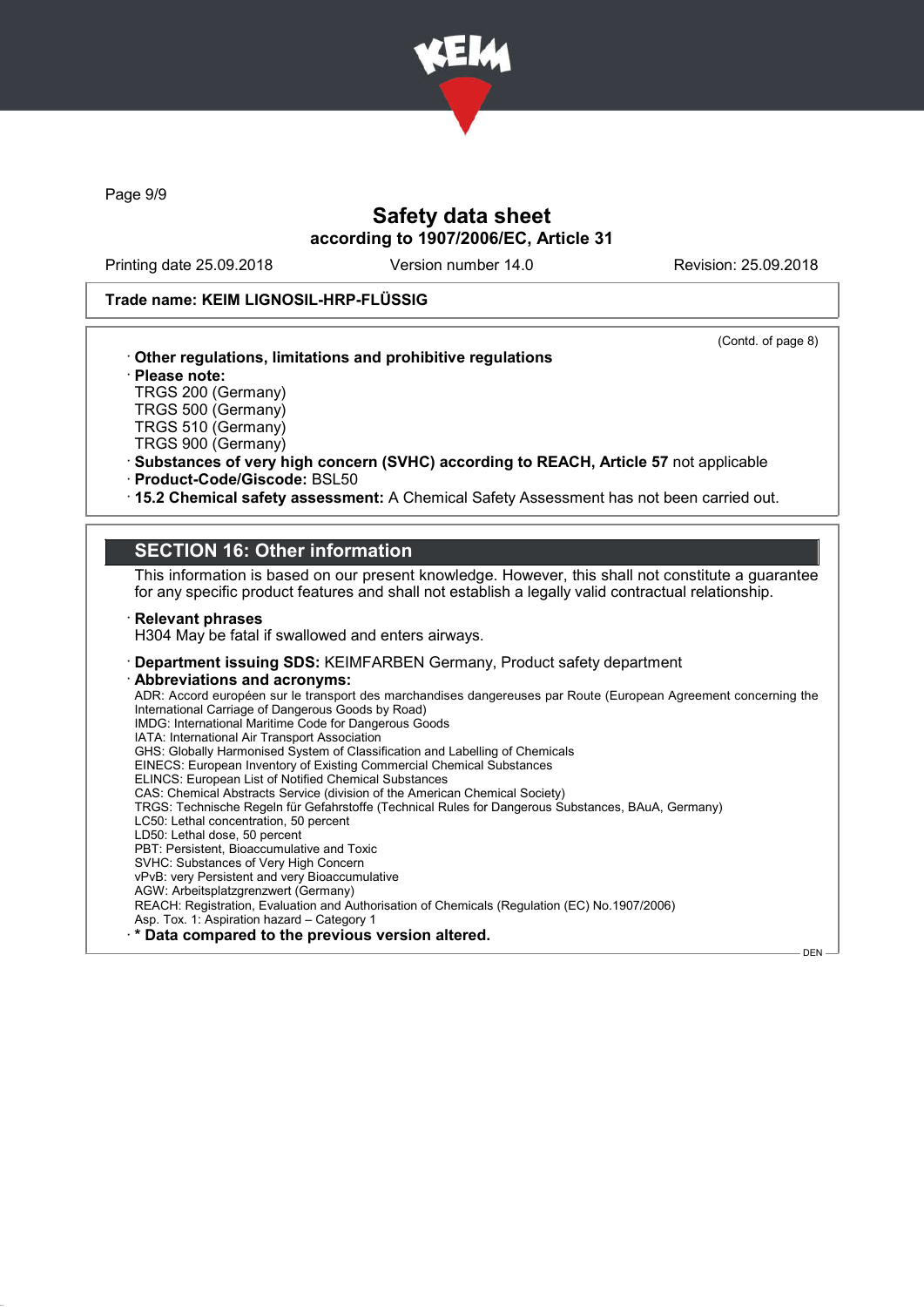# Safety data sheet

## according to 1907/2006/EC, Article 31

Printing date 25.09.2018 Version number 14.0 Revision: 25.09.2018

**Trade name: KEIM LIGNOSIL-HRP-FLÜSSIG**

(Contd. of page 8)

- **Other regulations, limitations and prohibitive regulations**
- **Please note:**
  TRGS 200 (Germany)
  TRGS 500 (Germany)
  TRGS 510 (Germany)
  TRGS 900 (Germany)
- **Substances of very high concern (SVHC) according to REACH, Article 57** not applicable
- **Product-Code/Giscode:** BSL50
- **15.2 Chemical safety assessment:** A Chemical Safety Assessment has not been carried out.

## SECTION 16: Other information

This information is based on our present knowledge. However, this shall not constitute a guarantee for any specific product features and shall not establish a legally valid contractual relationship.

- **Relevant phrases**
  H304 May be fatal if swallowed and enters airways.

- **Department issuing SDS:** KEIMFARBEN Germany, Product safety department
- **Abbreviations and acronyms:**
  ADR: Accord européen sur le transport des marchandises dangereuses par Route (European Agreement concerning the International Carriage of Dangerous Goods by Road)
  IMDG: International Maritime Code for Dangerous Goods
  IATA: International Air Transport Association
  GHS: Globally Harmonised System of Classification and Labelling of Chemicals
  EINECS: European Inventory of Existing Commercial Chemical Substances
  ELINCS: European List of Notified Chemical Substances
  CAS: Chemical Abstracts Service (division of the American Chemical Society)
  TRGS: Technische Regeln für Gefahrstoffe (Technical Rules for Dangerous Substances, BAuA, Germany)
  LC50: Lethal concentration, 50 percent
  LD50: Lethal dose, 50 percent
  PBT: Persistent, Bioaccumulative and Toxic
  SVHC: Substances of Very High Concern
  vPvB: very Persistent and very Bioaccumulative
  AGW: Arbeitsplatzgrenzwert (Germany)
  REACH: Registration, Evaluation and Authorisation of Chemicals (Regulation (EC) No.1907/2006)
  Asp. Tox. 1: Aspiration hazard – Category 1
- *** Data compared to the previous version altered.**

DEN